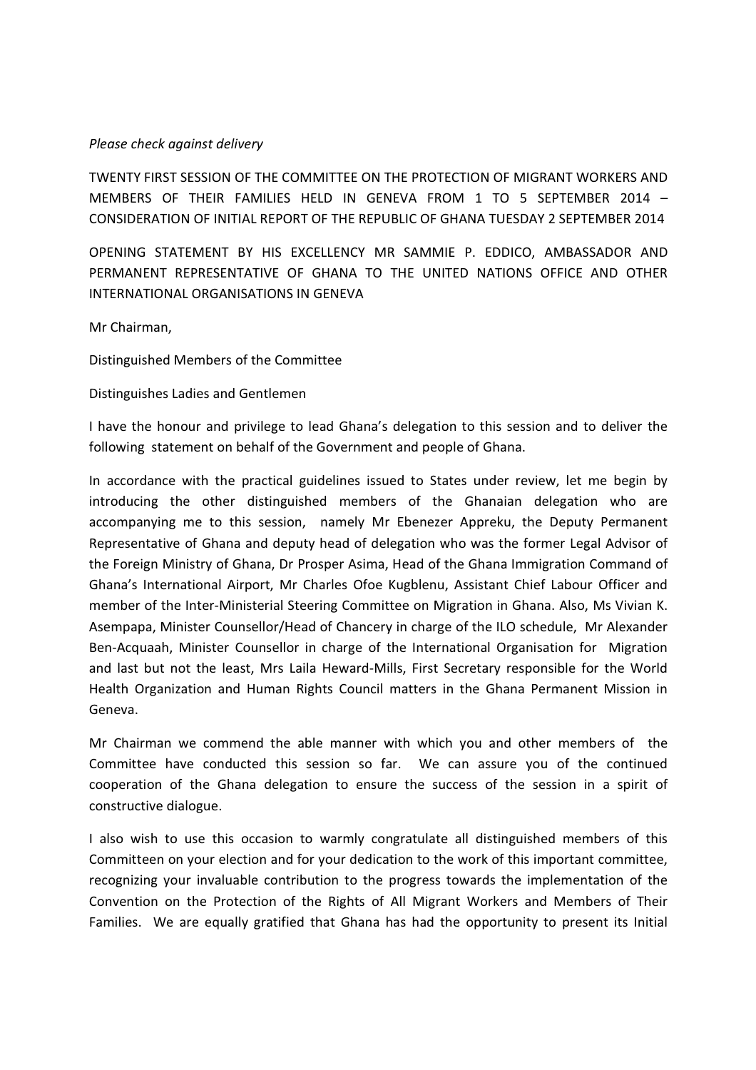*Please check against delivery*

TWENTY FIRST SESSION OF THE COMMITTEE ON THE PROTECTION OF MIGRANT WORKERS AND MEMBERS OF THEIR FAMILIES HELD IN GENEVA FROM 1 TO 5 SEPTEMBER 2014 – CONSIDERATION OF INITIAL REPORT OF THE REPUBLIC OF GHANA TUESDAY 2 SEPTEMBER 2014

OPENING STATEMENT BY HIS EXCELLENCY MR SAMMIE P. EDDICO, AMBASSADOR AND PERMANENT REPRESENTATIVE OF GHANA TO THE UNITED NATIONS OFFICE AND OTHER INTERNATIONAL ORGANISATIONS IN GENEVA

Mr Chairman,

Distinguished Members of the Committee

Distinguishes Ladies and Gentlemen

I have the honour and privilege to lead Ghana's delegation to this session and to deliver the following statement on behalf of the Government and people of Ghana.

In accordance with the practical guidelines issued to States under review, let me begin by introducing the other distinguished members of the Ghanaian delegation who are accompanying me to this session, namely Mr Ebenezer Appreku, the Deputy Permanent Representative of Ghana and deputy head of delegation who was the former Legal Advisor of the Foreign Ministry of Ghana, Dr Prosper Asima, Head of the Ghana Immigration Command of Ghana's International Airport, Mr Charles Ofoe Kugblenu, Assistant Chief Labour Officer and member of the Inter-Ministerial Steering Committee on Migration in Ghana. Also, Ms Vivian K. Asempapa, Minister Counsellor/Head of Chancery in charge of the ILO schedule, Mr Alexander Ben-Acquaah, Minister Counsellor in charge of the International Organisation for Migration and last but not the least, Mrs Laila Heward-Mills, First Secretary responsible for the World Health Organization and Human Rights Council matters in the Ghana Permanent Mission in Geneva.

Mr Chairman we commend the able manner with which you and other members of the Committee have conducted this session so far. We can assure you of the continued cooperation of the Ghana delegation to ensure the success of the session in a spirit of constructive dialogue.

I also wish to use this occasion to warmly congratulate all distinguished members of this Committeen on your election and for your dedication to the work of this important committee, recognizing your invaluable contribution to the progress towards the implementation of the Convention on the Protection of the Rights of All Migrant Workers and Members of Their Families. We are equally gratified that Ghana has had the opportunity to present its Initial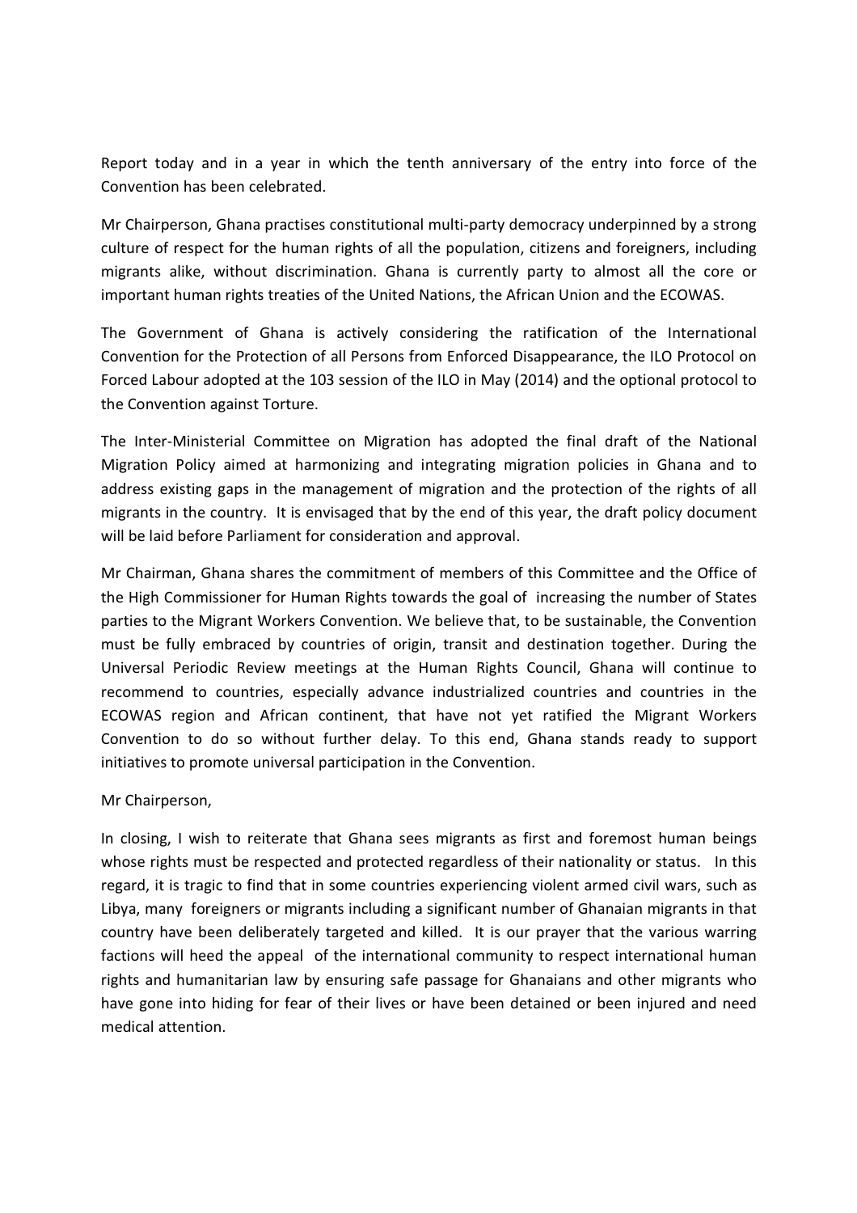Report today and in a year in which the tenth anniversary of the entry into force of the Convention has been celebrated.

Mr Chairperson, Ghana practises constitutional multi-party democracy underpinned by a strong culture of respect for the human rights of all the population, citizens and foreigners, including migrants alike, without discrimination. Ghana is currently party to almost all the core or important human rights treaties of the United Nations, the African Union and the ECOWAS.

The Government of Ghana is actively considering the ratification of the International Convention for the Protection of all Persons from Enforced Disappearance, the ILO Protocol on Forced Labour adopted at the 103 session of the ILO in May (2014) and the optional protocol to the Convention against Torture.

The Inter-Ministerial Committee on Migration has adopted the final draft of the National Migration Policy aimed at harmonizing and integrating migration policies in Ghana and to address existing gaps in the management of migration and the protection of the rights of all migrants in the country. It is envisaged that by the end of this year, the draft policy document will be laid before Parliament for consideration and approval.

Mr Chairman, Ghana shares the commitment of members of this Committee and the Office of the High Commissioner for Human Rights towards the goal of increasing the number of States parties to the Migrant Workers Convention. We believe that, to be sustainable, the Convention must be fully embraced by countries of origin, transit and destination together. During the Universal Periodic Review meetings at the Human Rights Council, Ghana will continue to recommend to countries, especially advance industrialized countries and countries in the ECOWAS region and African continent, that have not yet ratified the Migrant Workers Convention to do so without further delay. To this end, Ghana stands ready to support initiatives to promote universal participation in the Convention.

Mr Chairperson,

In closing, I wish to reiterate that Ghana sees migrants as first and foremost human beings whose rights must be respected and protected regardless of their nationality or status. In this regard, it is tragic to find that in some countries experiencing violent armed civil wars, such as Libya, many foreigners or migrants including a significant number of Ghanaian migrants in that country have been deliberately targeted and killed. It is our prayer that the various warring factions will heed the appeal of the international community to respect international human rights and humanitarian law by ensuring safe passage for Ghanaians and other migrants who have gone into hiding for fear of their lives or have been detained or been injured and need medical attention.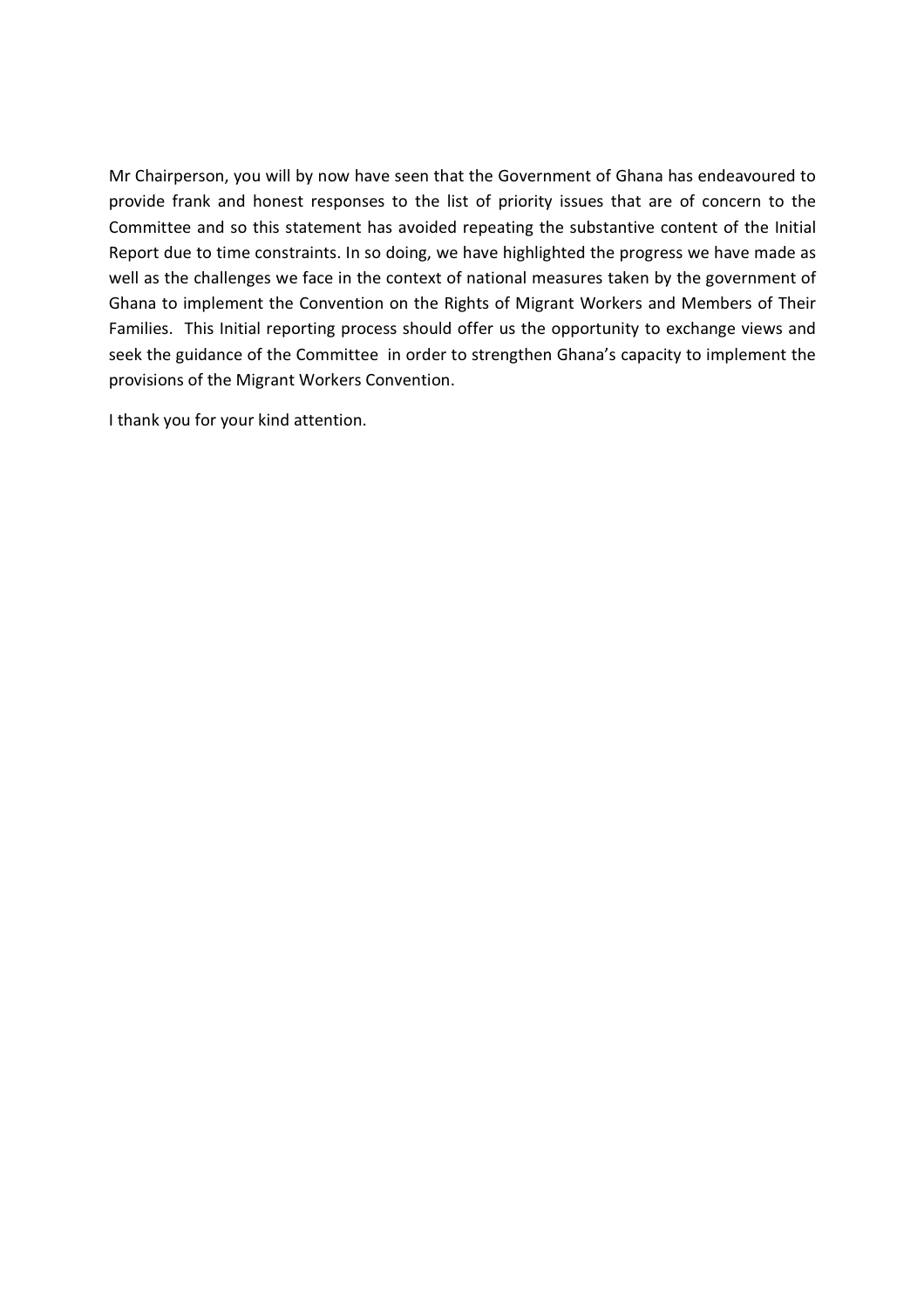Mr Chairperson, you will by now have seen that the Government of Ghana has endeavoured to provide frank and honest responses to the list of priority issues that are of concern to the Committee and so this statement has avoided repeating the substantive content of the Initial Report due to time constraints. In so doing, we have highlighted the progress we have made as well as the challenges we face in the context of national measures taken by the government of Ghana to implement the Convention on the Rights of Migrant Workers and Members of Their Families. This Initial reporting process should offer us the opportunity to exchange views and seek the guidance of the Committee in order to strengthen Ghana's capacity to implement the provisions of the Migrant Workers Convention.

I thank you for your kind attention.